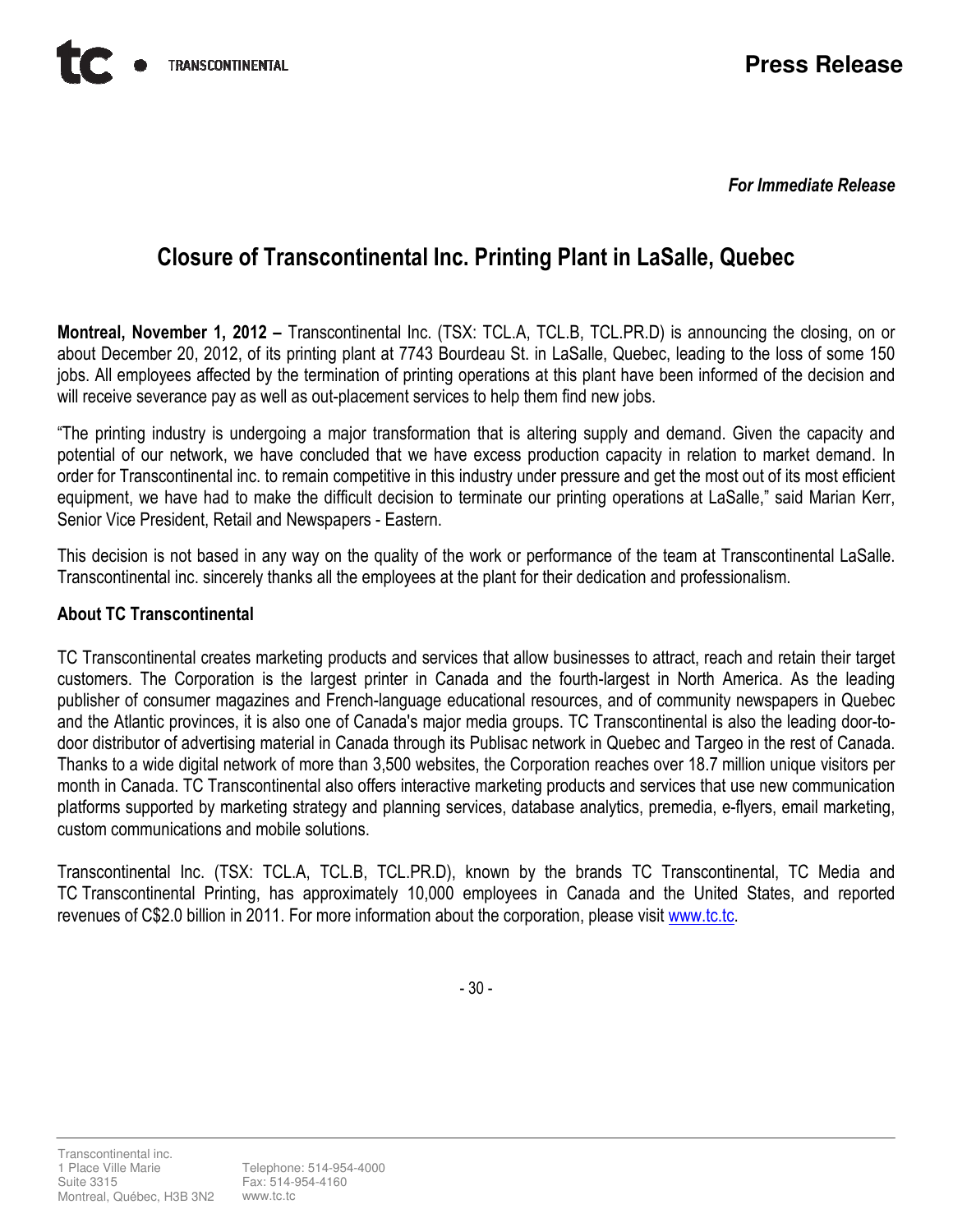**Press Release**

*For Immediate Release*

# Closure of Transcontinental Inc. Printing Plant in LaSalle, Quebec

**Montreal, November 1, 2012 –** Transcontinental Inc. (TSX: TCL.A, TCL.B, TCL.PR.D) is announcing the closing, on or about December 20, 2012, of its printing plant at 7743 Bourdeau St. in LaSalle, Quebec, leading to the loss of some 150 jobs. All employees affected by the termination of printing operations at this plant have been informed of the decision and will receive severance pay as well as out-placement services to help them find new jobs.

"The printing industry is undergoing a major transformation that is altering supply and demand. Given the capacity and potential of our network, we have concluded that we have excess production capacity in relation to market demand. In order for Transcontinental inc. to remain competitive in this industry under pressure and get the most out of its most efficient equipment, we have had to make the difficult decision to terminate our printing operations at LaSalle," said Marian Kerr, Senior Vice President, Retail and Newspapers - Eastern.

This decision is not based in any way on the quality of the work or performance of the team at Transcontinental LaSalle. Transcontinental inc. sincerely thanks all the employees at the plant for their dedication and professionalism.

## About TC Transcontinental

TC Transcontinental creates marketing products and services that allow businesses to attract, reach and retain their target customers. The Corporation is the largest printer in Canada and the fourth-largest in North America. As the leading publisher of consumer magazines and French-language educational resources, and of community newspapers in Quebec and the Atlantic provinces, it is also one of Canada's major media groups. TC Transcontinental is also the leading door-to-door distributor of advertising material in Canada through its Publisac network in Quebec and Targeo in the rest of Canada. Thanks to a wide digital network of more than 3,500 websites, the Corporation reaches over 18.7 million unique visitors per month in Canada. TC Transcontinental also offers interactive marketing products and services that use new communication platforms supported by marketing strategy and planning services, database analytics, premedia, e-flyers, email marketing, custom communications and mobile solutions.

Transcontinental Inc. (TSX: TCL.A, TCL.B, TCL.PR.D), known by the brands TC Transcontinental, TC Media and TC Transcontinental Printing, has approximately 10,000 employees in Canada and the United States, and reported revenues of C$2.0 billion in 2011. For more information about the corporation, please visit www.tc.tc.

\- 30 -

Transcontinental inc.
1 Place Ville Marie
Suite 3315
Montreal, Québec, H3B 3N2

Telephone: 514-954-4000
Fax: 514-954-4160
www.tc.tc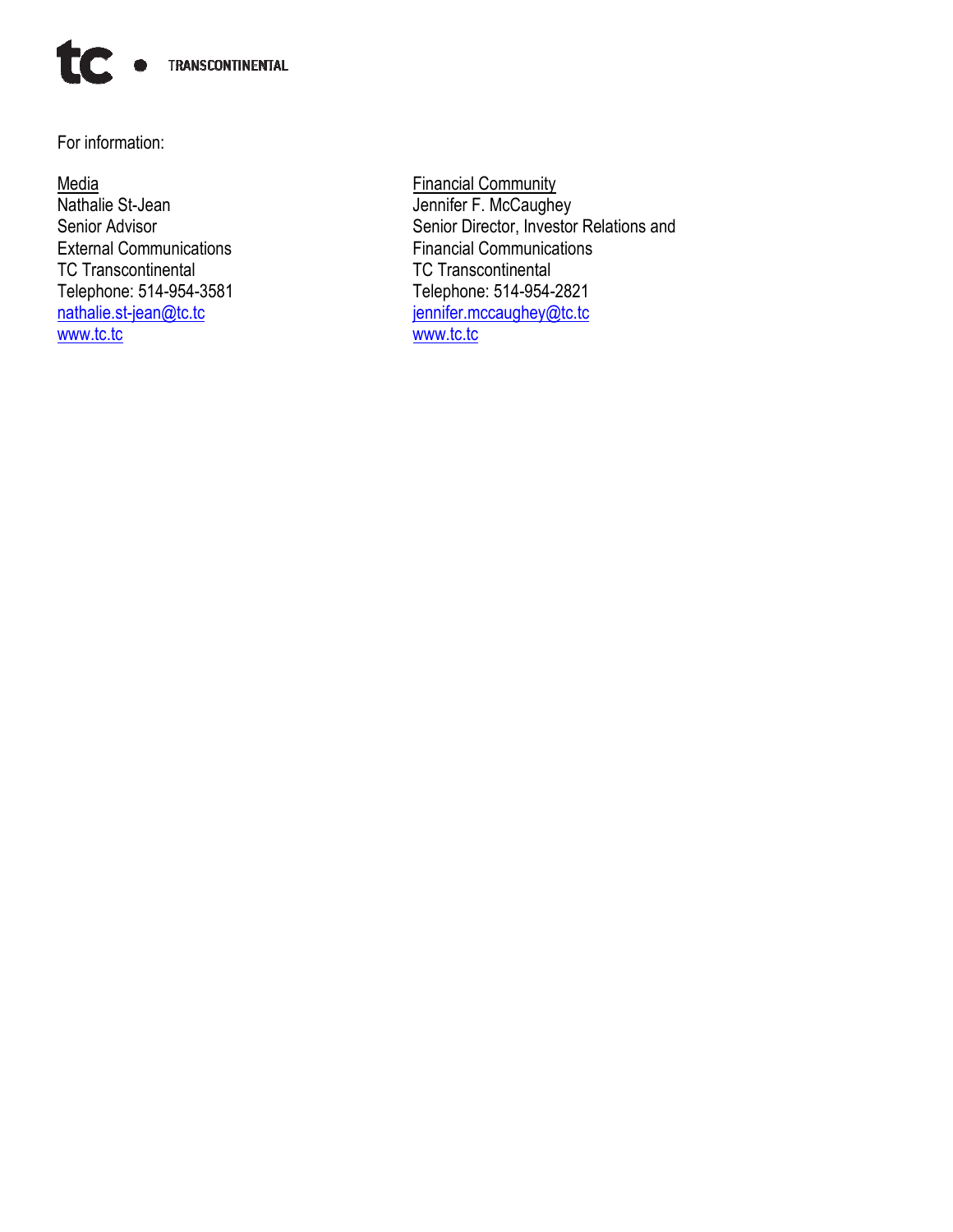TRANSCONTINENTAL

For information:

Media
Nathalie St-Jean
Senior Advisor
External Communications
TC Transcontinental
Telephone: 514-954-3581
nathalie.st-jean@tc.tc
www.tc.tc

Financial Community
Jennifer F. McCaughey
Senior Director, Investor Relations and
Financial Communications
TC Transcontinental
Telephone: 514-954-2821
jennifer.mccaughey@tc.tc
www.tc.tc